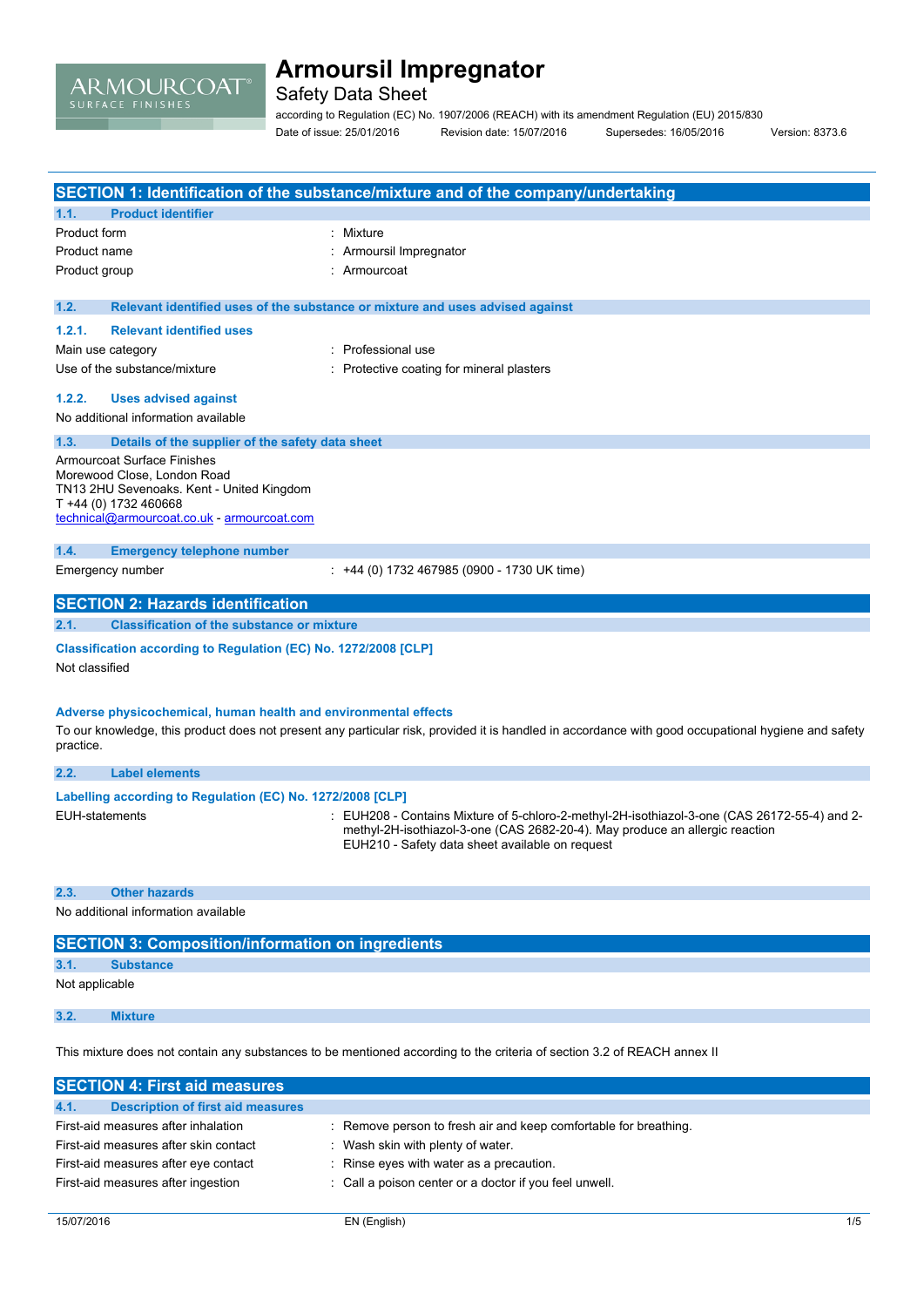# Armoursil Impregnator

Safety Data Sheet

according to Regulation (EC) No. 1907/2006 (REACH) with its amendment Regulation (EU) 2015/830

Date of issue: 25/01/2016 Revision date: 15/07/2016 Supersedes: 16/05/2016 Version: 8373.6

## SECTION 1: Identification of the substance/mixture and of the company/undertaking

### 1.1. Product identifier

| | |
|---|---|
| Product form | : Mixture |
| Product name | : Armoursil Impregnator |
| Product group | : Armourcoat |

### 1.2. Relevant identified uses of the substance or mixture and uses advised against

#### 1.2.1. Relevant identified uses

| | |
|---|---|
| Main use category | : Professional use |
| Use of the substance/mixture | : Protective coating for mineral plasters |

#### 1.2.2. Uses advised against

No additional information available

### 1.3. Details of the supplier of the safety data sheet

Armourcoat Surface Finishes
Morewood Close, London Road
TN13 2HU Sevenoaks. Kent - United Kingdom
T +44 (0) 1732 460668
technical@armourcoat.co.uk - armourcoat.com

### 1.4. Emergency telephone number

| | |
|---|---|
| Emergency number | : +44 (0) 1732 467985 (0900 - 1730 UK time) |

## SECTION 2: Hazards identification

### 2.1. Classification of the substance or mixture

**Classification according to Regulation (EC) No. 1272/2008 [CLP]**

Not classified

**Adverse physicochemical, human health and environmental effects**

To our knowledge, this product does not present any particular risk, provided it is handled in accordance with good occupational hygiene and safety practice.

### 2.2. Label elements

**Labelling according to Regulation (EC) No. 1272/2008 [CLP]**

| | |
|---|---|
| EUH-statements | : EUH208 - Contains Mixture of 5-chloro-2-methyl-2H-isothiazol-3-one (CAS 26172-55-4) and 2-methyl-2H-isothiazol-3-one (CAS 2682-20-4). May produce an allergic reaction<br>EUH210 - Safety data sheet available on request |

### 2.3. Other hazards

No additional information available

## SECTION 3: Composition/information on ingredients

### 3.1. Substance

Not applicable

### 3.2. Mixture

This mixture does not contain any substances to be mentioned according to the criteria of section 3.2 of REACH annex II

## SECTION 4: First aid measures

### 4.1. Description of first aid measures

| | |
|---|---|
| First-aid measures after inhalation | : Remove person to fresh air and keep comfortable for breathing. |
| First-aid measures after skin contact | : Wash skin with plenty of water. |
| First-aid measures after eye contact | : Rinse eyes with water as a precaution. |
| First-aid measures after ingestion | : Call a poison center or a doctor if you feel unwell. |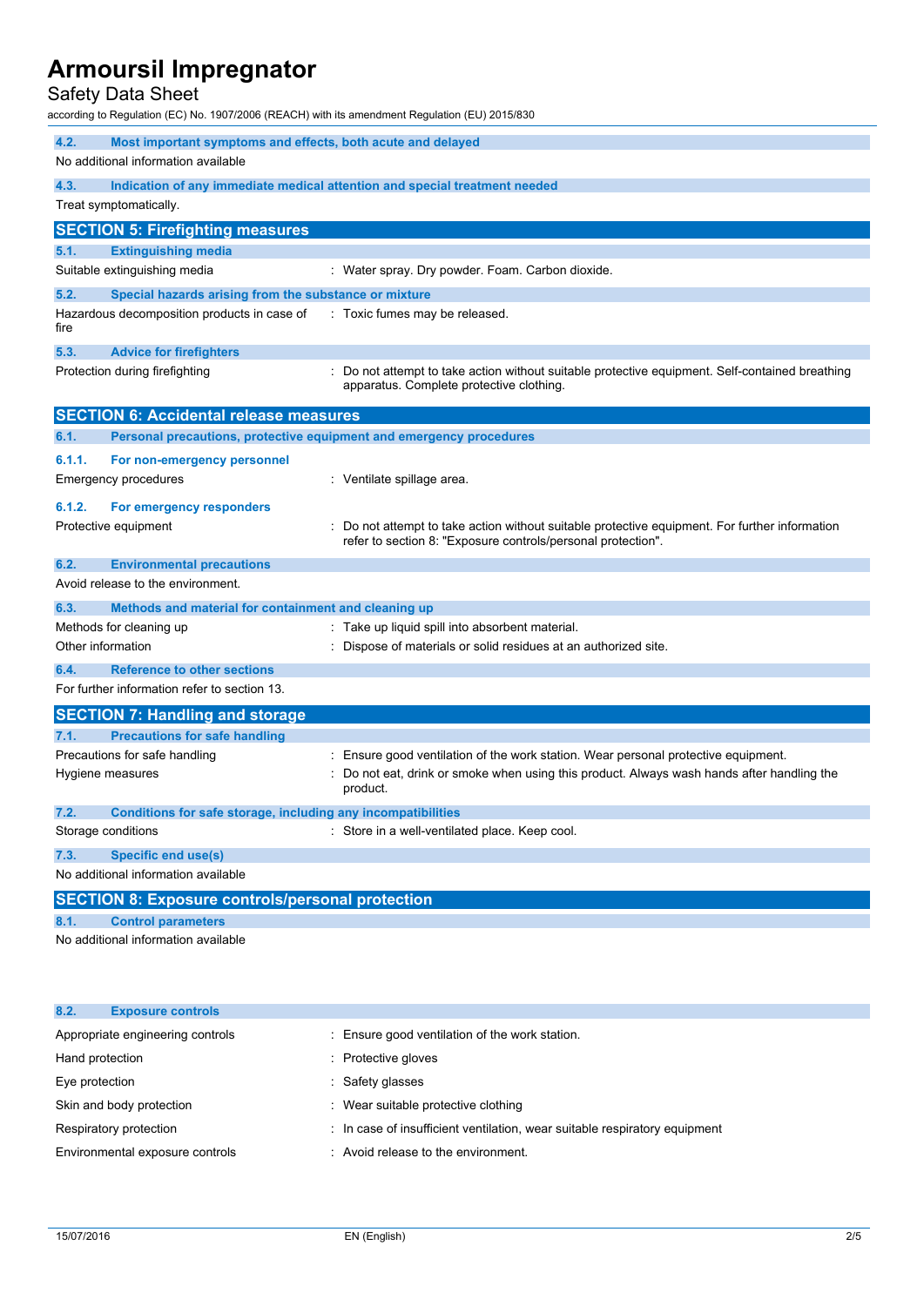### 4.2. Most important symptoms and effects, both acute and delayed

No additional information available

### 4.3. Indication of any immediate medical attention and special treatment needed

Treat symptomatically.

## SECTION 5: Firefighting measures

### 5.1. Extinguishing media

Suitable extinguishing media : Water spray. Dry powder. Foam. Carbon dioxide.

### 5.2. Special hazards arising from the substance or mixture

Hazardous decomposition products in case of fire : Toxic fumes may be released.

### 5.3. Advice for firefighters

Protection during firefighting : Do not attempt to take action without suitable protective equipment. Self-contained breathing apparatus. Complete protective clothing.

## SECTION 6: Accidental release measures

### 6.1. Personal precautions, protective equipment and emergency procedures

#### 6.1.1. For non-emergency personnel

Emergency procedures : Ventilate spillage area.

#### 6.1.2. For emergency responders

Protective equipment : Do not attempt to take action without suitable protective equipment. For further information refer to section 8: "Exposure controls/personal protection".

### 6.2. Environmental precautions

Avoid release to the environment.

### 6.3. Methods and material for containment and cleaning up

Methods for cleaning up : Take up liquid spill into absorbent material.

Other information : Dispose of materials or solid residues at an authorized site.

### 6.4. Reference to other sections

For further information refer to section 13.

## SECTION 7: Handling and storage

### 7.1. Precautions for safe handling

Precautions for safe handling : Ensure good ventilation of the work station. Wear personal protective equipment.

Hygiene measures : Do not eat, drink or smoke when using this product. Always wash hands after handling the product.

### 7.2. Conditions for safe storage, including any incompatibilities

Storage conditions : Store in a well-ventilated place. Keep cool.

### 7.3. Specific end use(s)

No additional information available

## SECTION 8: Exposure controls/personal protection

### 8.1. Control parameters

No additional information available

### 8.2. Exposure controls

Appropriate engineering controls : Ensure good ventilation of the work station.

Hand protection : Protective gloves

Eye protection : Safety glasses

Skin and body protection : Wear suitable protective clothing

Respiratory protection : In case of insufficient ventilation, wear suitable respiratory equipment

Environmental exposure controls : Avoid release to the environment.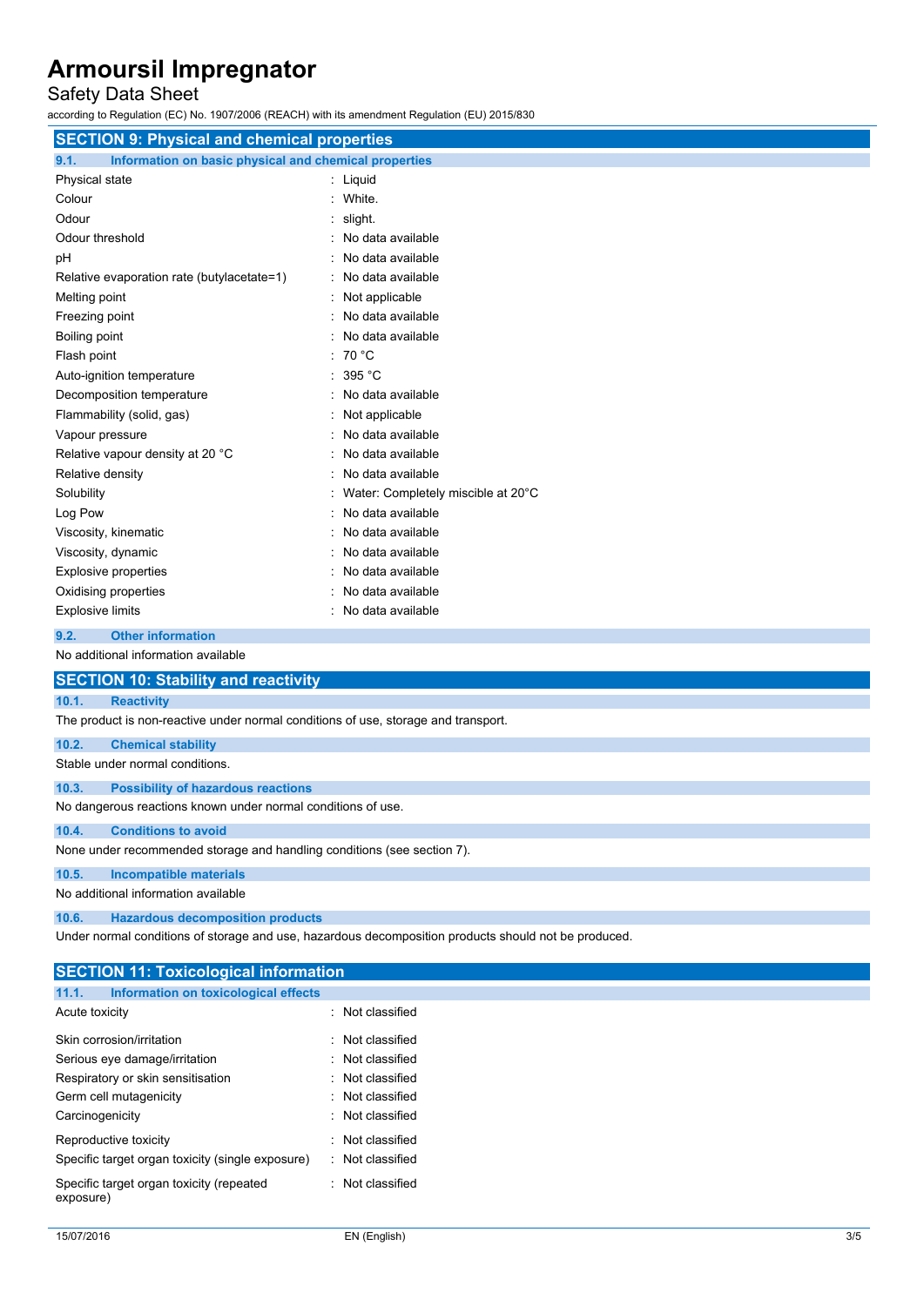## SECTION 9: Physical and chemical properties

### 9.1. Information on basic physical and chemical properties

| | |
|---|---|
| Physical state | : Liquid |
| Colour | : White. |
| Odour | : slight. |
| Odour threshold | : No data available |
| pH | : No data available |
| Relative evaporation rate (butylacetate=1) | : No data available |
| Melting point | : Not applicable |
| Freezing point | : No data available |
| Boiling point | : No data available |
| Flash point | : 70 °C |
| Auto-ignition temperature | : 395 °C |
| Decomposition temperature | : No data available |
| Flammability (solid, gas) | : Not applicable |
| Vapour pressure | : No data available |
| Relative vapour density at 20 °C | : No data available |
| Relative density | : No data available |
| Solubility | : Water: Completely miscible at 20°C |
| Log Pow | : No data available |
| Viscosity, kinematic | : No data available |
| Viscosity, dynamic | : No data available |
| Explosive properties | : No data available |
| Oxidising properties | : No data available |
| Explosive limits | : No data available |

### 9.2. Other information

No additional information available

## SECTION 10: Stability and reactivity

### 10.1. Reactivity

The product is non-reactive under normal conditions of use, storage and transport.

### 10.2. Chemical stability

Stable under normal conditions.

### 10.3. Possibility of hazardous reactions

No dangerous reactions known under normal conditions of use.

### 10.4. Conditions to avoid

None under recommended storage and handling conditions (see section 7).

### 10.5. Incompatible materials

No additional information available

### 10.6. Hazardous decomposition products

Under normal conditions of storage and use, hazardous decomposition products should not be produced.

## SECTION 11: Toxicological information

### 11.1. Information on toxicological effects

| | |
|---|---|
| Acute toxicity | : Not classified |
| Skin corrosion/irritation | : Not classified |
| Serious eye damage/irritation | : Not classified |
| Respiratory or skin sensitisation | : Not classified |
| Germ cell mutagenicity | : Not classified |
| Carcinogenicity | : Not classified |
| Reproductive toxicity | : Not classified |
| Specific target organ toxicity (single exposure) | : Not classified |
| Specific target organ toxicity (repeated exposure) | : Not classified |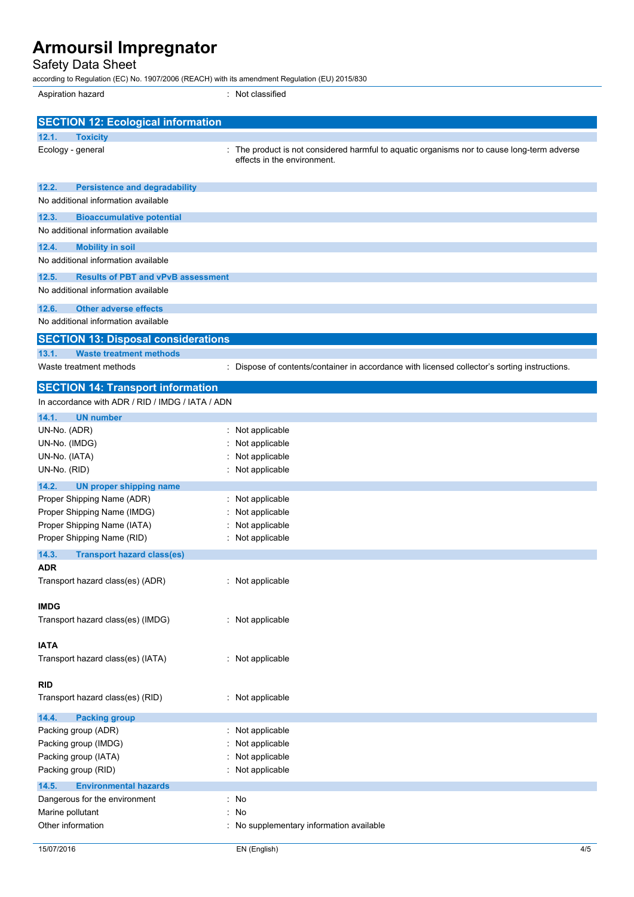| | |
|---|---|
| Aspiration hazard | : Not classified |

## SECTION 12: Ecological information

### 12.1. Toxicity

| | |
|---|---|
| Ecology - general | : The product is not considered harmful to aquatic organisms nor to cause long-term adverse effects in the environment. |

### 12.2. Persistence and degradability

No additional information available

### 12.3. Bioaccumulative potential

No additional information available

### 12.4. Mobility in soil

No additional information available

### 12.5. Results of PBT and vPvB assessment

No additional information available

### 12.6. Other adverse effects

No additional information available

## SECTION 13: Disposal considerations

### 13.1. Waste treatment methods

| | |
|---|---|
| Waste treatment methods | : Dispose of contents/container in accordance with licensed collector's sorting instructions. |

## SECTION 14: Transport information

In accordance with ADR / RID / IMDG / IATA / ADN

### 14.1. UN number

| | |
|---|---|
| UN-No. (ADR) | : Not applicable |
| UN-No. (IMDG) | : Not applicable |
| UN-No. (IATA) | : Not applicable |
| UN-No. (RID) | : Not applicable |

### 14.2. UN proper shipping name

| | |
|---|---|
| Proper Shipping Name (ADR) | : Not applicable |
| Proper Shipping Name (IMDG) | : Not applicable |
| Proper Shipping Name (IATA) | : Not applicable |
| Proper Shipping Name (RID) | : Not applicable |

### 14.3. Transport hazard class(es)

**ADR**

| | |
|---|---|
| Transport hazard class(es) (ADR) | : Not applicable |

**IMDG**

| | |
|---|---|
| Transport hazard class(es) (IMDG) | : Not applicable |

**IATA**

| | |
|---|---|
| Transport hazard class(es) (IATA) | : Not applicable |

**RID**

| | |
|---|---|
| Transport hazard class(es) (RID) | : Not applicable |

### 14.4. Packing group

| | |
|---|---|
| Packing group (ADR) | : Not applicable |
| Packing group (IMDG) | : Not applicable |
| Packing group (IATA) | : Not applicable |
| Packing group (RID) | : Not applicable |

### 14.5. Environmental hazards

| | |
|---|---|
| Dangerous for the environment | : No |
| Marine pollutant | : No |
| Other information | : No supplementary information available |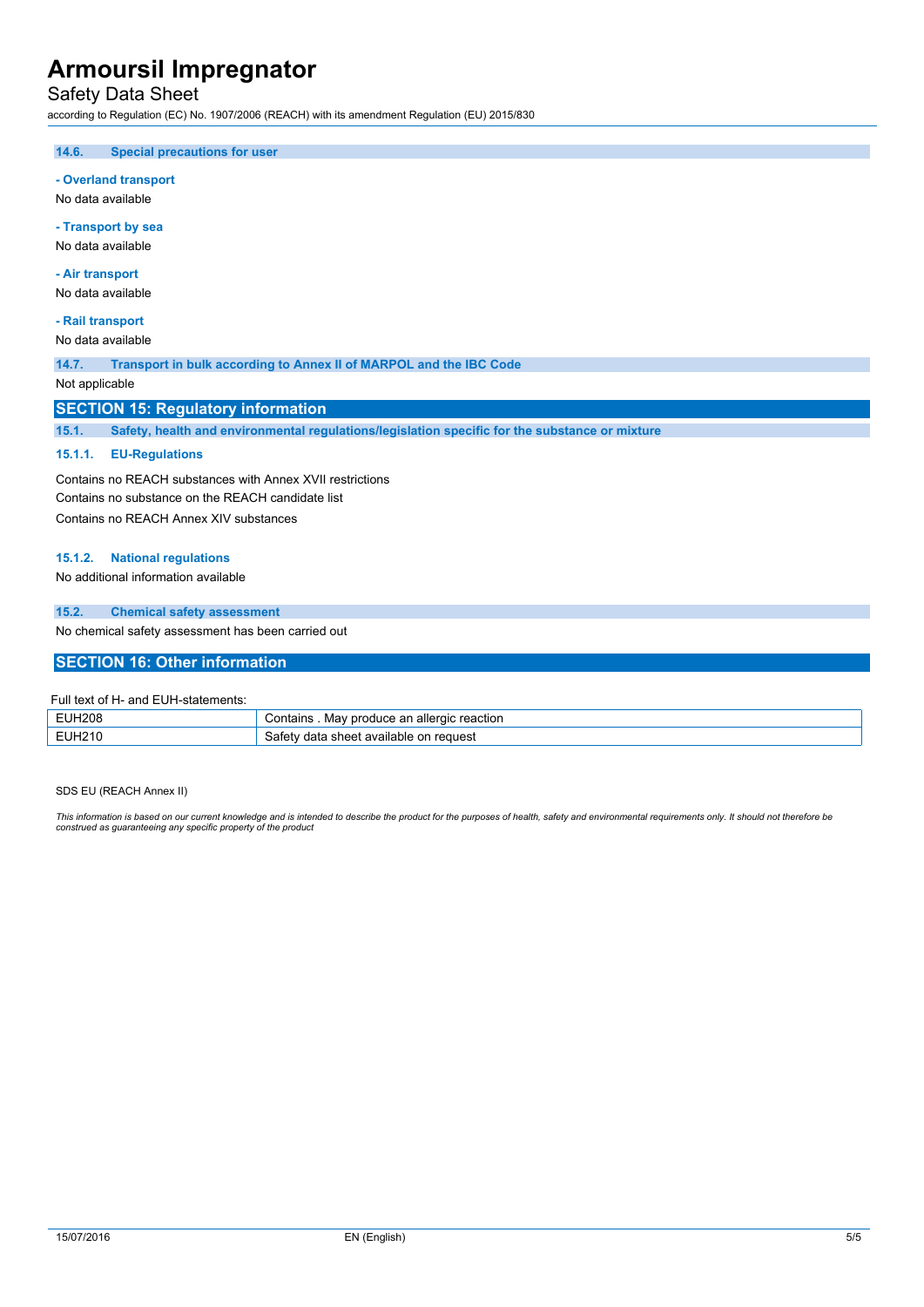### 14.6. Special precautions for user

**- Overland transport**

No data available

**- Transport by sea**

No data available

**- Air transport**

No data available

**- Rail transport**

No data available

### 14.7. Transport in bulk according to Annex II of MARPOL and the IBC Code

Not applicable

## SECTION 15: Regulatory information

### 15.1. Safety, health and environmental regulations/legislation specific for the substance or mixture

#### 15.1.1. EU-Regulations

Contains no REACH substances with Annex XVII restrictions

Contains no substance on the REACH candidate list

Contains no REACH Annex XIV substances

#### 15.1.2. National regulations

No additional information available

### 15.2. Chemical safety assessment

No chemical safety assessment has been carried out

## SECTION 16: Other information

Full text of H- and EUH-statements:

| | |
|---|---|
| EUH208 | Contains . May produce an allergic reaction |
| EUH210 | Safety data sheet available on request |

SDS EU (REACH Annex II)

*This information is based on our current knowledge and is intended to describe the product for the purposes of health, safety and environmental requirements only. It should not therefore be construed as guaranteeing any specific property of the product*